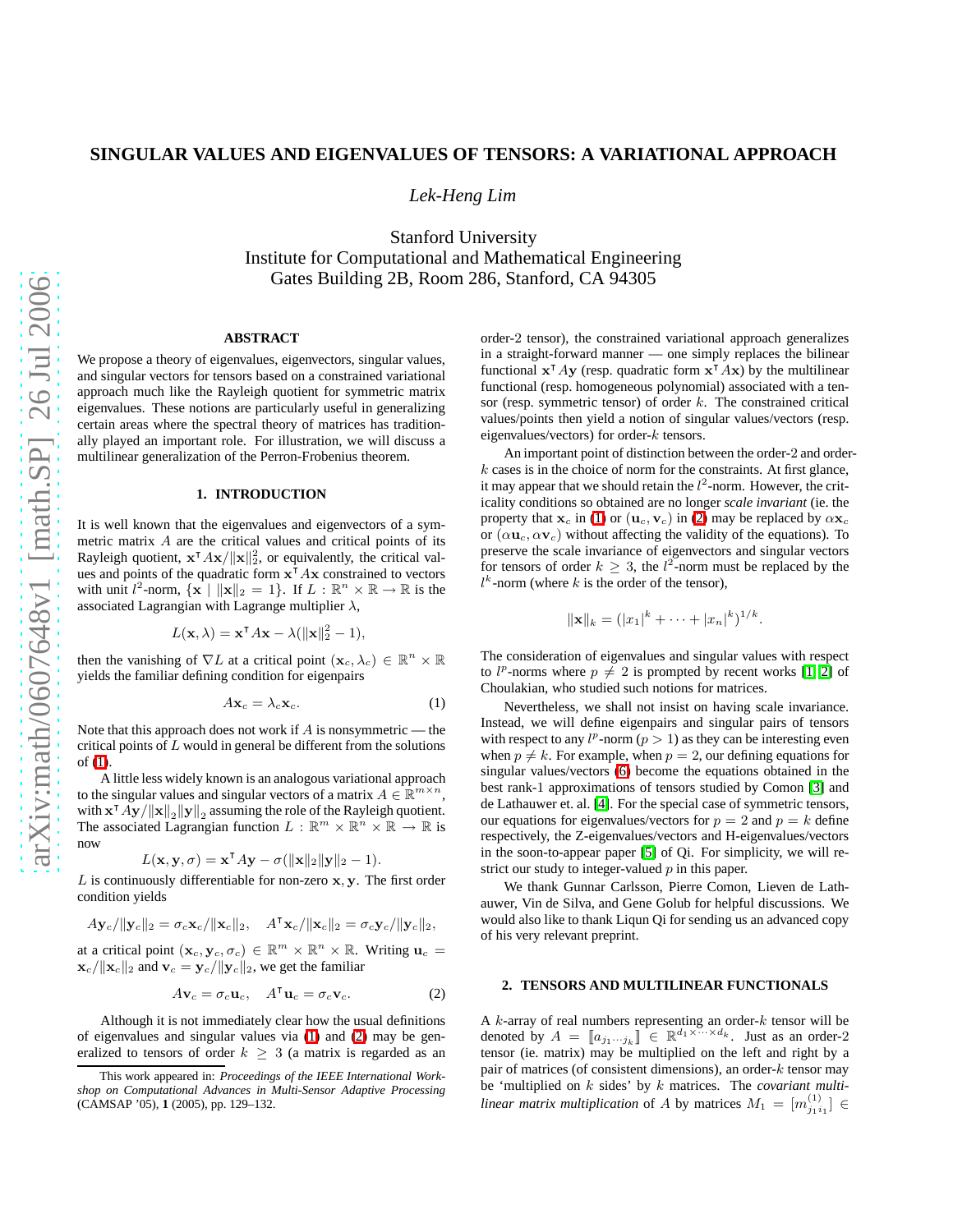# SINGULAR VALUES AND EIGENVALUES OF TENSORS: A VARIATIONAL APPROACH

*Lek-Heng Lim*

Stanford University
Institute for Computational and Mathematical Engineering
Gates Building 2B, Room 286, Stanford, CA 94305

## ABSTRACT

We propose a theory of eigenvalues, eigenvectors, singular values, and singular vectors for tensors based on a constrained variational approach much like the Rayleigh quotient for symmetric matrix eigenvalues. These notions are particularly useful in generalizing certain areas where the spectral theory of matrices has traditionally played an important role. For illustration, we will discuss a multilinear generalization of the Perron-Frobenius theorem.

## 1. INTRODUCTION

It is well known that the eigenvalues and eigenvectors of a symmetric matrix $A$ are the critical values and critical points of its Rayleigh quotient, $\mathbf{x}^\intercal A\mathbf{x}/\|\mathbf{x}\|_2^2$, or equivalently, the critical values and points of the quadratic form $\mathbf{x}^\intercal A\mathbf{x}$ constrained to vectors with unit $l^2$-norm, $\{\mathbf{x} \mid \|\mathbf{x}\|_2 = 1\}$. If $L : \mathbb{R}^n \times \mathbb{R} \to \mathbb{R}$ is the associated Lagrangian with Lagrange multiplier $\lambda$,

$$L(\mathbf{x}, \lambda) = \mathbf{x}^\intercal A\mathbf{x} - \lambda(\|\mathbf{x}\|_2^2 - 1),$$

then the vanishing of $\nabla L$ at a critical point $(\mathbf{x}_c, \lambda_c) \in \mathbb{R}^n \times \mathbb{R}$ yields the familiar defining condition for eigenpairs

$$A\mathbf{x}_c = \lambda_c \mathbf{x}_c. \tag{1}$$

Note that this approach does not work if $A$ is nonsymmetric — the critical points of $L$ would in general be different from the solutions of (1).

A little less widely known is an analogous variational approach to the singular values and singular vectors of a matrix $A \in \mathbb{R}^{m\times n}$, with $\mathbf{x}^\intercal A\mathbf{y}/\|\mathbf{x}\|_2\|\mathbf{y}\|_2$ assuming the role of the Rayleigh quotient. The associated Lagrangian function $L : \mathbb{R}^m \times \mathbb{R}^n \times \mathbb{R} \to \mathbb{R}$ is now

$$L(\mathbf{x}, \mathbf{y}, \sigma) = \mathbf{x}^\intercal A\mathbf{y} - \sigma(\|\mathbf{x}\|_2\|\mathbf{y}\|_2 - 1).$$

$L$ is continuously differentiable for non-zero $\mathbf{x}, \mathbf{y}$. The first order condition yields

$$A\mathbf{y}_c/\|\mathbf{y}_c\|_2 = \sigma_c \mathbf{x}_c/\|\mathbf{x}_c\|_2, \quad A^\intercal \mathbf{x}_c/\|\mathbf{x}_c\|_2 = \sigma_c \mathbf{y}_c/\|\mathbf{y}_c\|_2,$$

at a critical point $(\mathbf{x}_c, \mathbf{y}_c, \sigma_c) \in \mathbb{R}^m \times \mathbb{R}^n \times \mathbb{R}$. Writing $\mathbf{u}_c = \mathbf{x}_c/\|\mathbf{x}_c\|_2$ and $\mathbf{v}_c = \mathbf{y}_c/\|\mathbf{y}_c\|_2$, we get the familiar

$$A\mathbf{v}_c = \sigma_c \mathbf{u}_c, \quad A^\intercal \mathbf{u}_c = \sigma_c \mathbf{v}_c. \tag{2}$$

Although it is not immediately clear how the usual definitions of eigenvalues and singular values via (1) and (2) may be generalized to tensors of order $k \geq 3$ (a matrix is regarded as an order-2 tensor), the constrained variational approach generalizes in a straight-forward manner — one simply replaces the bilinear functional $\mathbf{x}^\intercal A\mathbf{y}$ (resp. quadratic form $\mathbf{x}^\intercal A\mathbf{x}$) by the multilinear functional (resp. homogeneous polynomial) associated with a tensor (resp. symmetric tensor) of order $k$. The constrained critical values/points then yield a notion of singular values/vectors (resp. eigenvalues/vectors) for order-$k$ tensors.

An important point of distinction between the order-2 and order-$k$ cases is in the choice of norm for the constraints. At first glance, it may appear that we should retain the $l^2$-norm. However, the criticality conditions so obtained are no longer *scale invariant* (ie. the property that $\mathbf{x}_c$ in (1) or $(\mathbf{u}_c, \mathbf{v}_c)$ in (2) may be replaced by $\alpha\mathbf{x}_c$ or $(\alpha\mathbf{u}_c, \alpha\mathbf{v}_c)$ without affecting the validity of the equations). To preserve the scale invariance of eigenvectors and singular vectors for tensors of order $k \geq 3$, the $l^2$-norm must be replaced by the $l^k$-norm (where $k$ is the order of the tensor),

$$\|\mathbf{x}\|_k = (|x_1|^k + \cdots + |x_n|^k)^{1/k}.$$

The consideration of eigenvalues and singular values with respect to $l^p$-norms where $p \neq 2$ is prompted by recent works [1, 2] of Choulakian, who studied such notions for matrices.

Nevertheless, we shall not insist on having scale invariance. Instead, we will define eigenpairs and singular pairs of tensors with respect to any $l^p$-norm ($p > 1$) as they can be interesting even when $p \neq k$. For example, when $p = 2$, our defining equations for singular values/vectors (6) become the equations obtained in the best rank-1 approximations of tensors studied by Comon [3] and de Lathauwer et. al. [4]. For the special case of symmetric tensors, our equations for eigenvalues/vectors for $p = 2$ and $p = k$ define respectively, the Z-eigenvalues/vectors and H-eigenvalues/vectors in the soon-to-appear paper [5] of Qi. For simplicity, we will restrict our study to integer-valued $p$ in this paper.

We thank Gunnar Carlsson, Pierre Comon, Lieven de Lathauwer, Vin de Silva, and Gene Golub for helpful discussions. We would also like to thank Liqun Qi for sending us an advanced copy of his very relevant preprint.

## 2. TENSORS AND MULTILINEAR FUNCTIONALS

A $k$-array of real numbers representing an order-$k$ tensor will be denoted by $A = [\![a_{j_1\cdots j_k}]\!] \in \mathbb{R}^{d_1\times\cdots\times d_k}$. Just as an order-2 tensor (ie. matrix) may be multiplied on the left and right by a pair of matrices (of consistent dimensions), an order-$k$ tensor may be 'multiplied on $k$ sides' by $k$ matrices. The *covariant multilinear matrix multiplication* of $A$ by matrices $M_1 = [m^{(1)}_{j_1 i_1}] \in$

This work appeared in: *Proceedings of the IEEE International Workshop on Computational Advances in Multi-Sensor Adaptive Processing* (CAMSAP '05), **1** (2005), pp. 129–132.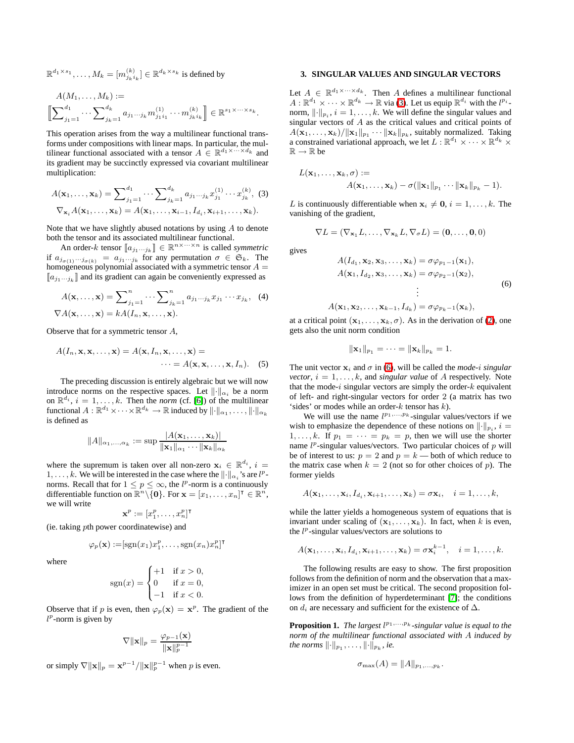$\mathbb{R}^{d_1 \times s_1}, \ldots, M_k = [m^{(k)}_{j_k i_k}] \in \mathbb{R}^{d_k \times s_k}$ is defined by

$$A(M_1, \ldots, M_k) := \left[\!\!\left[\sum\nolimits_{j_1=1}^{d_1} \cdots \sum\nolimits_{j_k=1}^{d_k} a_{j_1 \cdots j_k} m^{(1)}_{j_1 i_1} \cdots m^{(k)}_{j_k i_k}\right]\!\!\right] \in \mathbb{R}^{s_1 \times \cdots \times s_k}.$$

This operation arises from the way a multilinear functional transforms under compositions with linear maps. In particular, the multilinear functional associated with a tensor $A \in \mathbb{R}^{d_1 \times \cdots \times d_k}$ and its gradient may be succinctly expressed via covariant multilinear multiplication:

$$A(\mathbf{x}_1, \ldots, \mathbf{x}_k) = \sum\nolimits_{j_1=1}^{d_1} \cdots \sum\nolimits_{j_k=1}^{d_k} a_{j_1 \cdots j_k} x^{(1)}_{j_1} \cdots x^{(k)}_{j_k}, \quad (3)$$

$$\nabla_{\mathbf{x}_i} A(\mathbf{x}_1, \ldots, \mathbf{x}_k) = A(\mathbf{x}_1, \ldots, \mathbf{x}_{i-1}, I_{d_i}, \mathbf{x}_{i+1}, \ldots, \mathbf{x}_k).$$

Note that we have slightly abused notations by using $A$ to denote both the tensor and its associated multilinear functional.

An order-$k$ tensor $[\![a_{j_1 \cdots j_k}]\!] \in \mathbb{R}^{n \times \cdots \times n}$ is called *symmetric* if $a_{j_{\sigma(1)} \cdots j_{\sigma(k)}} = a_{j_1 \cdots j_k}$ for any permutation $\sigma \in \mathfrak{S}_k$. The homogeneous polynomial associated with a symmetric tensor $A = [\![a_{j_1 \cdots j_k}]\!]$ and its gradient can again be conveniently expressed as

$$A(\mathbf{x}, \ldots, \mathbf{x}) = \sum\nolimits_{j_1=1}^{n} \cdots \sum\nolimits_{j_k=1}^{n} a_{j_1 \cdots j_k} x_{j_1} \cdots x_{j_k}, \quad (4)$$

$$\nabla A(\mathbf{x}, \ldots, \mathbf{x}) = kA(I_n, \mathbf{x}, \ldots, \mathbf{x}).$$

Observe that for a symmetric tensor $A$,

$$A(I_n, \mathbf{x}, \mathbf{x}, \ldots, \mathbf{x}) = A(\mathbf{x}, I_n, \mathbf{x}, \ldots, \mathbf{x}) = \cdots = A(\mathbf{x}, \mathbf{x}, \ldots, \mathbf{x}, I_n). \quad (5)$$

The preceding discussion is entirely algebraic but we will now introduce norms on the respective spaces. Let $\|\cdot\|_{\alpha_i}$ be a norm on $\mathbb{R}^{d_i}$, $i = 1, \ldots, k$. Then the *norm* (cf. [6]) of the multilinear functional $A : \mathbb{R}^{d_1} \times \cdots \times \mathbb{R}^{d_k} \to \mathbb{R}$ induced by $\|\cdot\|_{\alpha_1}, \ldots, \|\cdot\|_{\alpha_k}$ is defined as

$$\|A\|_{\alpha_1, \ldots, \alpha_k} := \sup \frac{|A(\mathbf{x}_1, \ldots, \mathbf{x}_k)|}{\|\mathbf{x}_1\|_{\alpha_1} \cdots \|\mathbf{x}_k\|_{\alpha_k}}$$

where the supremum is taken over all non-zero $\mathbf{x}_i \in \mathbb{R}^{d_i}$, $i = 1, \ldots, k$. We will be interested in the case where the $\|\cdot\|_{\alpha_i}$'s are $l^p$-norms. Recall that for $1 \le p \le \infty$, the $l^p$-norm is a continuously differentiable function on $\mathbb{R}^n \backslash \{\mathbf{0}\}$. For $\mathbf{x} = [x_1, \ldots, x_n]^\intercal \in \mathbb{R}^n$, we will write

$$\mathbf{x}^p := [x_1^p, \ldots, x_n^p]^\intercal$$

(ie. taking $p$th power coordinatewise) and

$$\varphi_p(\mathbf{x}) := [\operatorname{sgn}(x_1) x_1^p, \ldots, \operatorname{sgn}(x_n) x_n^p]^\intercal$$

where

$$\operatorname{sgn}(x) = \begin{cases} +1 & \text{if } x > 0, \\ 0 & \text{if } x = 0, \\ -1 & \text{if } x < 0. \end{cases}$$

Observe that if $p$ is even, then $\varphi_p(\mathbf{x}) = \mathbf{x}^p$. The gradient of the $l^p$-norm is given by

$$\nabla \|\mathbf{x}\|_p = \frac{\varphi_{p-1}(\mathbf{x})}{\|\mathbf{x}\|_p^{p-1}}$$

or simply $\nabla \|\mathbf{x}\|_p = \mathbf{x}^{p-1} / \|\mathbf{x}\|_p^{p-1}$ when $p$ is even.

## 3. SINGULAR VALUES AND SINGULAR VECTORS

Let $A \in \mathbb{R}^{d_1 \times \cdots \times d_k}$. Then $A$ defines a multilinear functional $A : \mathbb{R}^{d_1} \times \cdots \times \mathbb{R}^{d_k} \to \mathbb{R}$ via (3). Let us equip $\mathbb{R}^{d_i}$ with the $l^{p_i}$-norm, $\|\cdot\|_{p_i}$, $i = 1, \ldots, k$. We will define the singular values and singular vectors of $A$ as the critical values and critical points of $A(\mathbf{x}_1, \ldots, \mathbf{x}_k) / \|\mathbf{x}_1\|_{p_1} \cdots \|\mathbf{x}_k\|_{p_k}$, suitably normalized. Taking a constrained variational approach, we let $L : \mathbb{R}^{d_1} \times \cdots \times \mathbb{R}^{d_k} \times \mathbb{R} \to \mathbb{R}$ be

$$L(\mathbf{x}_1, \ldots, \mathbf{x}_k, \sigma) := A(\mathbf{x}_1, \ldots, \mathbf{x}_k) - \sigma(\|\mathbf{x}_1\|_{p_1} \cdots \|\mathbf{x}_k\|_{p_k} - 1).$$

$L$ is continuously differentiable when $\mathbf{x}_i \neq \mathbf{0}$, $i = 1, \ldots, k$. The vanishing of the gradient,

$$\nabla L = (\nabla_{\mathbf{x}_1} L, \ldots, \nabla_{\mathbf{x}_k} L, \nabla_\sigma L) = (\mathbf{0}, \ldots, \mathbf{0}, 0)$$

gives

$$\begin{aligned} A(I_{d_1}, \mathbf{x}_2, \mathbf{x}_3, \ldots, \mathbf{x}_k) &= \sigma \varphi_{p_1 - 1}(\mathbf{x}_1), \\ A(\mathbf{x}_1, I_{d_2}, \mathbf{x}_3, \ldots, \mathbf{x}_k) &= \sigma \varphi_{p_2 - 1}(\mathbf{x}_2), \\ &\vdots \\ A(\mathbf{x}_1, \mathbf{x}_2, \ldots, \mathbf{x}_{k-1}, I_{d_k}) &= \sigma \varphi_{p_k - 1}(\mathbf{x}_k), \end{aligned} \quad (6)$$

at a critical point $(\mathbf{x}_1, \ldots, \mathbf{x}_k, \sigma)$. As in the derivation of (2), one gets also the unit norm condition

$$\|\mathbf{x}_1\|_{p_1} = \cdots = \|\mathbf{x}_k\|_{p_k} = 1.$$

The unit vector $\mathbf{x}_i$ and $\sigma$ in (6), will be called the *mode-$i$ singular vector*, $i = 1, \ldots, k$, and *singular value* of $A$ respectively. Note that the mode-$i$ singular vectors are simply the order-$k$ equivalent of left- and right-singular vectors for order 2 (a matrix has two 'sides' or modes while an order-$k$ tensor has $k$).

We will use the name $l^{p_1, \ldots, p_k}$-singular values/vectors if we wish to emphasize the dependence of these notions on $\|\cdot\|_{p_i}$, $i = 1, \ldots, k$. If $p_1 = \cdots = p_k = p$, then we will use the shorter name $l^p$-singular values/vectors. Two particular choices of $p$ will be of interest to us: $p = 2$ and $p = k$ — both of which reduce to the matrix case when $k = 2$ (not so for other choices of $p$). The former yields

$$A(\mathbf{x}_1, \ldots, \mathbf{x}_i, I_{d_i}, \mathbf{x}_{i+1}, \ldots, \mathbf{x}_k) = \sigma \mathbf{x}_i, \quad i = 1, \ldots, k,$$

while the latter yields a homogeneous system of equations that is invariant under scaling of $(\mathbf{x}_1, \ldots, \mathbf{x}_k)$. In fact, when $k$ is even, the $l^p$-singular values/vectors are solutions to

$$A(\mathbf{x}_1, \ldots, \mathbf{x}_i, I_{d_i}, \mathbf{x}_{i+1}, \ldots, \mathbf{x}_k) = \sigma \mathbf{x}_i^{k-1}, \quad i = 1, \ldots, k.$$

The following results are easy to show. The first proposition follows from the definition of norm and the observation that a maximizer in an open set must be critical. The second proposition follows from the definition of hyperdeterminant [7]; the conditions on $d_i$ are necessary and sufficient for the existence of $\Delta$.

**Proposition 1.** *The largest $l^{p_1, \ldots, p_k}$-singular value is equal to the norm of the multilinear functional associated with $A$ induced by the norms $\|\cdot\|_{p_1}, \ldots, \|\cdot\|_{p_k}$, ie.*

$$\sigma_{\max}(A) = \|A\|_{p_1, \ldots, p_k}.$$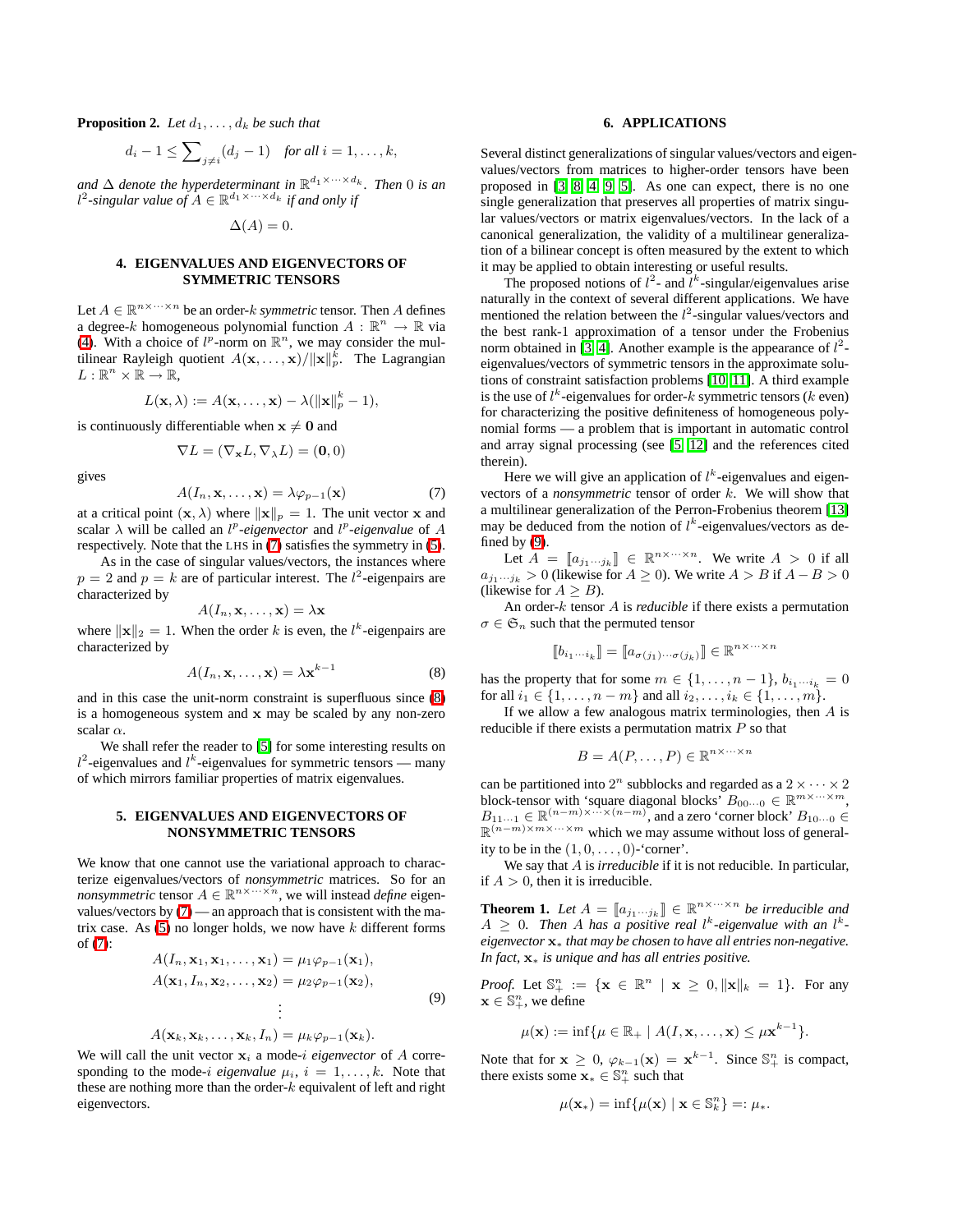**Proposition 2.** *Let $d_1, \dots, d_k$ be such that*

$$d_i - 1 \leq \sum\nolimits_{j \neq i} (d_j - 1) \quad \text{for all } i = 1, \dots, k,$$

*and $\Delta$ denote the hyperdeterminant in $\mathbb{R}^{d_1 \times \dots \times d_k}$. Then 0 is an $l^2$-singular value of $A \in \mathbb{R}^{d_1 \times \dots \times d_k}$ if and only if*

$$\Delta(A) = 0.$$

## 4. EIGENVALUES AND EIGENVECTORS OF SYMMETRIC TENSORS

Let $A \in \mathbb{R}^{n \times \dots \times n}$ be an order-$k$ *symmetric* tensor. Then $A$ defines a degree-$k$ homogeneous polynomial function $A : \mathbb{R}^n \to \mathbb{R}$ via (4). With a choice of $l^p$-norm on $\mathbb{R}^n$, we may consider the multilinear Rayleigh quotient $A(\mathbf{x}, \dots, \mathbf{x})/\|\mathbf{x}\|_p^k$. The Lagrangian $L : \mathbb{R}^n \times \mathbb{R} \to \mathbb{R}$,

$$L(\mathbf{x}, \lambda) := A(\mathbf{x}, \dots, \mathbf{x}) - \lambda(\|\mathbf{x}\|_p^k - 1),$$

is continuously differentiable when $\mathbf{x} \neq \mathbf{0}$ and

$$\nabla L = (\nabla_{\mathbf{x}} L, \nabla_\lambda L) = (\mathbf{0}, 0)$$

gives

$$A(I_n, \mathbf{x}, \dots, \mathbf{x}) = \lambda \varphi_{p-1}(\mathbf{x}) \tag{7}$$

at a critical point $(\mathbf{x}, \lambda)$ where $\|\mathbf{x}\|_p = 1$. The unit vector $\mathbf{x}$ and scalar $\lambda$ will be called an $l^p$*-eigenvector* and $l^p$*-eigenvalue* of $A$ respectively. Note that the LHS in (7) satisfies the symmetry in (5).

As in the case of singular values/vectors, the instances where $p = 2$ and $p = k$ are of particular interest. The $l^2$-eigenpairs are characterized by

$$A(I_n, \mathbf{x}, \dots, \mathbf{x}) = \lambda \mathbf{x}$$

where $\|\mathbf{x}\|_2 = 1$. When the order $k$ is even, the $l^k$-eigenpairs are characterized by

$$A(I_n, \mathbf{x}, \dots, \mathbf{x}) = \lambda \mathbf{x}^{k-1} \tag{8}$$

and in this case the unit-norm constraint is superfluous since (8) is a homogeneous system and $\mathbf{x}$ may be scaled by any non-zero scalar $\alpha$.

We shall refer the reader to [5] for some interesting results on $l^2$-eigenvalues and $l^k$-eigenvalues for symmetric tensors — many of which mirrors familiar properties of matrix eigenvalues.

## 5. EIGENVALUES AND EIGENVECTORS OF NONSYMMETRIC TENSORS

We know that one cannot use the variational approach to characterize eigenvalues/vectors of *nonsymmetric* matrices. So for an *nonsymmetric* tensor $A \in \mathbb{R}^{n \times \dots \times n}$, we will instead *define* eigenvalues/vectors by (7) — an approach that is consistent with the matrix case. As (5) no longer holds, we now have $k$ different forms of (7):

$$\begin{aligned}
A(I_n, \mathbf{x}_1, \mathbf{x}_1, \dots, \mathbf{x}_1) &= \mu_1 \varphi_{p-1}(\mathbf{x}_1), \\
A(\mathbf{x}_1, I_n, \mathbf{x}_2, \dots, \mathbf{x}_2) &= \mu_2 \varphi_{p-1}(\mathbf{x}_2), \\
&\vdots \\
A(\mathbf{x}_k, \mathbf{x}_k, \dots, \mathbf{x}_k, I_n) &= \mu_k \varphi_{p-1}(\mathbf{x}_k).
\end{aligned} \tag{9}$$

We will call the unit vector $\mathbf{x}_i$ a mode-$i$ *eigenvector* of $A$ corresponding to the mode-$i$ *eigenvalue* $\mu_i$, $i = 1, \dots, k$. Note that these are nothing more than the order-$k$ equivalent of left and right eigenvectors.

## 6. APPLICATIONS

Several distinct generalizations of singular values/vectors and eigenvalues/vectors from matrices to higher-order tensors have been proposed in [3, 8, 4, 9, 5]. As one can expect, there is no one single generalization that preserves all properties of matrix singular values/vectors or matrix eigenvalues/vectors. In the lack of a canonical generalization, the validity of a multilinear generalization of a bilinear concept is often measured by the extent to which it may be applied to obtain interesting or useful results.

The proposed notions of $l^2$- and $l^k$-singular/eigenvalues arise naturally in the context of several different applications. We have mentioned the relation between the $l^2$-singular values/vectors and the best rank-1 approximation of a tensor under the Frobenius norm obtained in [3, 4]. Another example is the appearance of $l^2$-eigenvalues/vectors of symmetric tensors in the approximate solutions of constraint satisfaction problems [10, 11]. A third example is the use of $l^k$-eigenvalues for order-$k$ symmetric tensors ($k$ even) for characterizing the positive definiteness of homogeneous polynomial forms — a problem that is important in automatic control and array signal processing (see [5, 12] and the references cited therein).

Here we will give an application of $l^k$-eigenvalues and eigenvectors of a *nonsymmetric* tensor of order $k$. We will show that a multilinear generalization of the Perron-Frobenius theorem [13] may be deduced from the notion of $l^k$-eigenvalues/vectors as defined by (9).

Let $A = [\![a_{j_1 \cdots j_k}]\!] \in \mathbb{R}^{n \times \dots \times n}$. We write $A > 0$ if all $a_{j_1 \cdots j_k} > 0$ (likewise for $A \geq 0$). We write $A > B$ if $A - B > 0$ (likewise for $A \geq B$).

An order-$k$ tensor $A$ is *reducible* if there exists a permutation $\sigma \in \mathfrak{S}_n$ such that the permuted tensor

$$[\![b_{i_1 \cdots i_k}]\!] = [\![a_{\sigma(j_1) \cdots \sigma(j_k)}]\!] \in \mathbb{R}^{n \times \dots \times n}$$

has the property that for some $m \in \{1, \dots, n-1\}$, $b_{i_1 \cdots i_k} = 0$ for all $i_1 \in \{1, \dots, n-m\}$ and all $i_2, \dots, i_k \in \{1, \dots, m\}$.

If we allow a few analogous matrix terminologies, then $A$ is reducible if there exists a permutation matrix $P$ so that

$$B = A(P, \dots, P) \in \mathbb{R}^{n \times \dots \times n}$$

can be partitioned into $2^n$ subblocks and regarded as a $2 \times \dots \times 2$ block-tensor with 'square diagonal blocks' $B_{00 \cdots 0} \in \mathbb{R}^{m \times \dots \times m}$, $B_{11 \cdots 1} \in \mathbb{R}^{(n-m) \times \dots \times (n-m)}$, and a zero 'corner block' $B_{10 \cdots 0} \in \mathbb{R}^{(n-m) \times m \times \dots \times m}$ which we may assume without loss of generality to be in the $(1, 0, \dots, 0)$-'corner'.

We say that $A$ is *irreducible* if it is not reducible. In particular, if $A > 0$, then it is irreducible.

**Theorem 1.** *Let $A = [\![a_{j_1 \cdots j_k}]\!] \in \mathbb{R}^{n \times \dots \times n}$ be irreducible and $A \geq 0$. Then $A$ has a positive real $l^k$-eigenvalue with an $l^k$-eigenvector $\mathbf{x}_*$ that may be chosen to have all entries non-negative. In fact, $\mathbf{x}_*$ is unique and has all entries positive.*

*Proof.* Let $\mathbb{S}_+^n := \{\mathbf{x} \in \mathbb{R}^n \mid \mathbf{x} \geq 0, \|\mathbf{x}\|_k = 1\}$. For any $\mathbf{x} \in \mathbb{S}_+^n$, we define

$$\mu(\mathbf{x}) := \inf\{\mu \in \mathbb{R}_+ \mid A(I, \mathbf{x}, \dots, \mathbf{x}) \leq \mu \mathbf{x}^{k-1}\}.$$

Note that for $\mathbf{x} \geq 0$, $\varphi_{k-1}(\mathbf{x}) = \mathbf{x}^{k-1}$. Since $\mathbb{S}_+^n$ is compact, there exists some $\mathbf{x}_* \in \mathbb{S}_+^n$ such that

$$\mu(\mathbf{x}_*) = \inf\{\mu(\mathbf{x}) \mid \mathbf{x} \in \mathbb{S}_k^n\} =: \mu_*.$$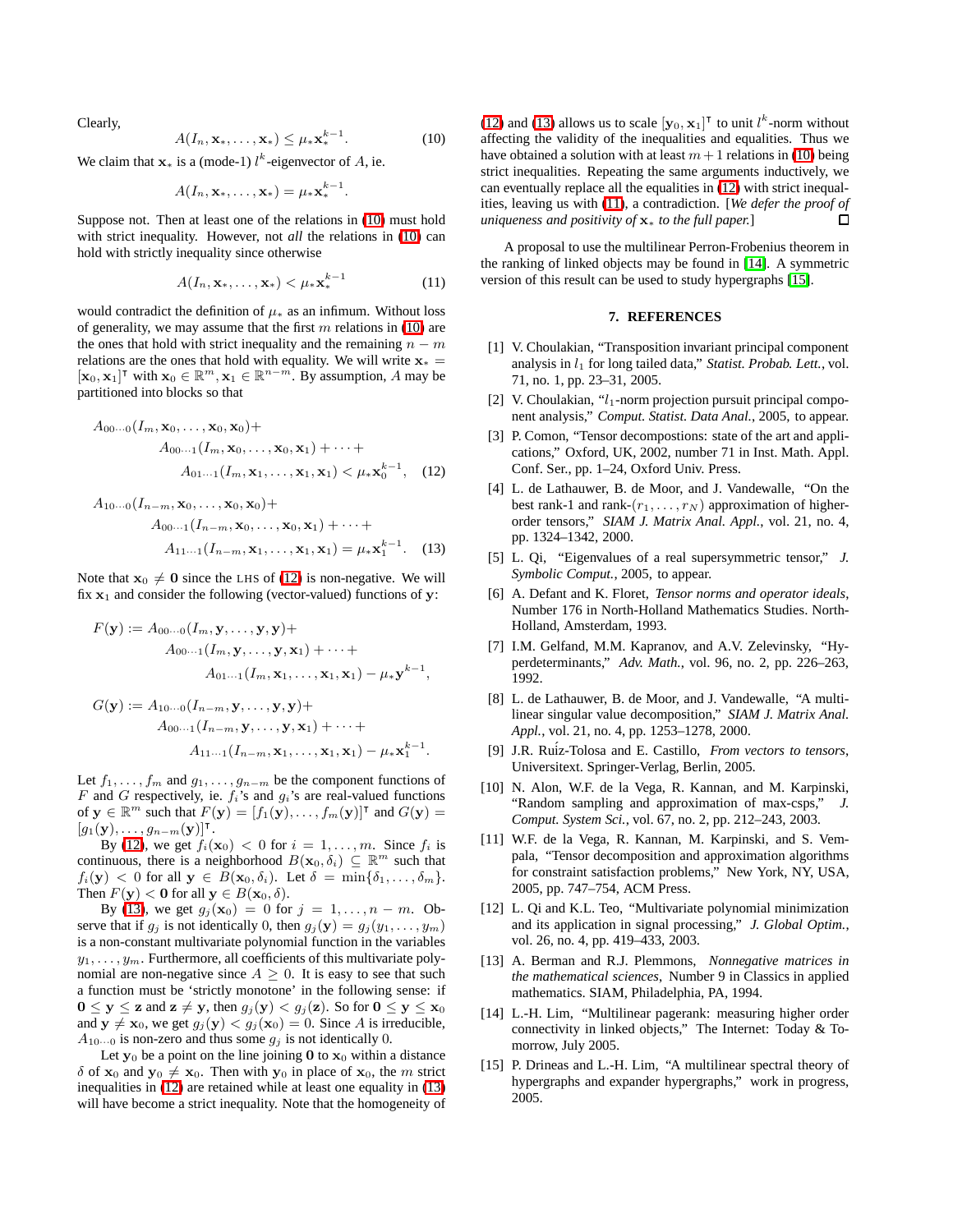Clearly,

$$A(I_n, \mathbf{x}_*, \ldots, \mathbf{x}_*) \leq \mu_* \mathbf{x}_*^{k-1}. \tag{10}$$

We claim that $\mathbf{x}_*$ is a (mode-1) $l^k$-eigenvector of $A$, ie.

$$A(I_n, \mathbf{x}_*, \ldots, \mathbf{x}_*) = \mu_* \mathbf{x}_*^{k-1}.$$

Suppose not. Then at least one of the relations in (10) must hold with strict inequality. However, not *all* the relations in (10) can hold with strictly inequality since otherwise

$$A(I_n, \mathbf{x}_*, \ldots, \mathbf{x}_*) < \mu_* \mathbf{x}_*^{k-1} \tag{11}$$

would contradict the definition of $\mu_*$ as an infimum. Without loss of generality, we may assume that the first $m$ relations in (10) are the ones that hold with strict inequality and the remaining $n-m$ relations are the ones that hold with equality. We will write $\mathbf{x}_* = [\mathbf{x}_0, \mathbf{x}_1]^\intercal$ with $\mathbf{x}_0 \in \mathbb{R}^m$, $\mathbf{x}_1 \in \mathbb{R}^{n-m}$. By assumption, $A$ may be partitioned into blocks so that

$$\begin{aligned} A_{00\cdots 0}(I_m, \mathbf{x}_0, \ldots, \mathbf{x}_0, \mathbf{x}_0) + \\ A_{00\cdots 1}(I_m, \mathbf{x}_0, \ldots, \mathbf{x}_0, \mathbf{x}_1) + \cdots + \\ A_{01\cdots 1}(I_m, \mathbf{x}_1, \ldots, \mathbf{x}_1, \mathbf{x}_1) < \mu_* \mathbf{x}_0^{k-1}, \end{aligned} \tag{12}$$

$$\begin{aligned} A_{10\cdots 0}(I_{n-m}, \mathbf{x}_0, \ldots, \mathbf{x}_0, \mathbf{x}_0) + \\ A_{00\cdots 1}(I_{n-m}, \mathbf{x}_0, \ldots, \mathbf{x}_0, \mathbf{x}_1) + \cdots + \\ A_{11\cdots 1}(I_{n-m}, \mathbf{x}_1, \ldots, \mathbf{x}_1, \mathbf{x}_1) = \mu_* \mathbf{x}_1^{k-1}. \end{aligned} \tag{13}$$

Note that $\mathbf{x}_0 \neq \mathbf{0}$ since the LHS of (12) is non-negative. We will fix $\mathbf{x}_1$ and consider the following (vector-valued) functions of $\mathbf{y}$:

$$\begin{aligned} F(\mathbf{y}) := A_{00\cdots 0}(I_m, \mathbf{y}, \ldots, \mathbf{y}, \mathbf{y}) + \\ A_{00\cdots 1}(I_m, \mathbf{y}, \ldots, \mathbf{y}, \mathbf{x}_1) + \cdots + \\ A_{01\cdots 1}(I_m, \mathbf{x}_1, \ldots, \mathbf{x}_1, \mathbf{x}_1) - \mu_* \mathbf{y}^{k-1}, \end{aligned}$$

$$\begin{aligned} G(\mathbf{y}) := A_{10\cdots 0}(I_{n-m}, \mathbf{y}, \ldots, \mathbf{y}, \mathbf{y}) + \\ A_{00\cdots 1}(I_{n-m}, \mathbf{y}, \ldots, \mathbf{y}, \mathbf{x}_1) + \cdots + \\ A_{11\cdots 1}(I_{n-m}, \mathbf{x}_1, \ldots, \mathbf{x}_1, \mathbf{x}_1) - \mu_* \mathbf{x}_1^{k-1}. \end{aligned}$$

Let $f_1, \ldots, f_m$ and $g_1, \ldots, g_{n-m}$ be the component functions of $F$ and $G$ respectively, ie. $f_i$'s and $g_i$'s are real-valued functions of $\mathbf{y} \in \mathbb{R}^m$ such that $F(\mathbf{y}) = [f_1(\mathbf{y}), \ldots, f_m(\mathbf{y})]^\intercal$ and $G(\mathbf{y}) = [g_1(\mathbf{y}), \ldots, g_{n-m}(\mathbf{y})]^\intercal$.

By (12), we get $f_i(\mathbf{x}_0) < 0$ for $i = 1, \ldots, m$. Since $f_i$ is continuous, there is a neighborhood $B(\mathbf{x}_0, \delta_i) \subseteq \mathbb{R}^m$ such that $f_i(\mathbf{y}) < 0$ for all $\mathbf{y} \in B(\mathbf{x}_0, \delta_i)$. Let $\delta = \min\{\delta_1, \ldots, \delta_m\}$. Then $F(\mathbf{y}) < \mathbf{0}$ for all $\mathbf{y} \in B(\mathbf{x}_0, \delta)$.

By (13), we get $g_j(\mathbf{x}_0) = 0$ for $j = 1, \ldots, n-m$. Observe that if $g_j$ is not identically 0, then $g_j(\mathbf{y}) = g_j(y_1, \ldots, y_m)$ is a non-constant multivariate polynomial function in the variables $y_1, \ldots, y_m$. Furthermore, all coefficients of this multivariate polynomial are non-negative since $A \geq 0$. It is easy to see that such a function must be 'strictly monotone' in the following sense: if $\mathbf{0} \leq \mathbf{y} \leq \mathbf{z}$ and $\mathbf{z} \neq \mathbf{y}$, then $g_j(\mathbf{y}) < g_j(\mathbf{z})$. So for $\mathbf{0} \leq \mathbf{y} \leq \mathbf{x}_0$ and $\mathbf{y} \neq \mathbf{x}_0$, we get $g_j(\mathbf{y}) < g_j(\mathbf{x}_0) = 0$. Since $A$ is irreducible, $A_{10\cdots 0}$ is non-zero and thus some $g_j$ is not identically 0.

Let $\mathbf{y}_0$ be a point on the line joining $\mathbf{0}$ to $\mathbf{x}_0$ within a distance $\delta$ of $\mathbf{x}_0$ and $\mathbf{y}_0 \neq \mathbf{x}_0$. Then with $\mathbf{y}_0$ in place of $\mathbf{x}_0$, the $m$ strict inequalities in (12) are retained while at least one equality in (13) will have become a strict inequality. Note that the homogeneity of (12) and (13) allows us to scale $[\mathbf{y}_0, \mathbf{x}_1]^\intercal$ to unit $l^k$-norm without affecting the validity of the inequalities and equalities. Thus we have obtained a solution with at least $m+1$ relations in (10) being strict inequalities. Repeating the same arguments inductively, we can eventually replace all the equalities in (12) with strict inequalities, leaving us with (11), a contradiction. [*We defer the proof of uniqueness and positivity of* $\mathbf{x}_*$ *to the full paper.*] □

A proposal to use the multilinear Perron-Frobenius theorem in the ranking of linked objects may be found in [14]. A symmetric version of this result can be used to study hypergraphs [15].

## 7. REFERENCES

[1] V. Choulakian, "Transposition invariant principal component analysis in $l_1$ for long tailed data," *Statist. Probab. Lett.*, vol. 71, no. 1, pp. 23–31, 2005.

[2] V. Choulakian, "$l_1$-norm projection pursuit principal component analysis," *Comput. Statist. Data Anal.*, 2005, to appear.

[3] P. Comon, "Tensor decompostions: state of the art and applications," Oxford, UK, 2002, number 71 in Inst. Math. Appl. Conf. Ser., pp. 1–24, Oxford Univ. Press.

[4] L. de Lathauwer, B. de Moor, and J. Vandewalle, "On the best rank-1 and rank-$(r_1, \ldots, r_N)$ approximation of higher-order tensors," *SIAM J. Matrix Anal. Appl.*, vol. 21, no. 4, pp. 1324–1342, 2000.

[5] L. Qi, "Eigenvalues of a real supersymmetric tensor," *J. Symbolic Comput.*, 2005, to appear.

[6] A. Defant and K. Floret, *Tensor norms and operator ideals*, Number 176 in North-Holland Mathematics Studies. North-Holland, Amsterdam, 1993.

[7] I.M. Gelfand, M.M. Kapranov, and A.V. Zelevinsky, "Hyperdeterminants," *Adv. Math.*, vol. 96, no. 2, pp. 226–263, 1992.

[8] L. de Lathauwer, B. de Moor, and J. Vandewalle, "A multilinear singular value decomposition," *SIAM J. Matrix Anal. Appl.*, vol. 21, no. 4, pp. 1253–1278, 2000.

[9] J.R. Ruíz-Tolosa and E. Castillo, *From vectors to tensors*, Universitext. Springer-Verlag, Berlin, 2005.

[10] N. Alon, W.F. de la Vega, R. Kannan, and M. Karpinski, "Random sampling and approximation of max-csps," *J. Comput. System Sci.*, vol. 67, no. 2, pp. 212–243, 2003.

[11] W.F. de la Vega, R. Kannan, M. Karpinski, and S. Vempala, "Tensor decomposition and approximation algorithms for constraint satisfaction problems," New York, NY, USA, 2005, pp. 747–754, ACM Press.

[12] L. Qi and K.L. Teo, "Multivariate polynomial minimization and its application in signal processing," *J. Global Optim.*, vol. 26, no. 4, pp. 419–433, 2003.

[13] A. Berman and R.J. Plemmons, *Nonnegative matrices in the mathematical sciences*, Number 9 in Classics in applied mathematics. SIAM, Philadelphia, PA, 1994.

[14] L.-H. Lim, "Multilinear pagerank: measuring higher order connectivity in linked objects," The Internet: Today & Tomorrow, July 2005.

[15] P. Drineas and L.-H. Lim, "A multilinear spectral theory of hypergraphs and expander hypergraphs," work in progress, 2005.